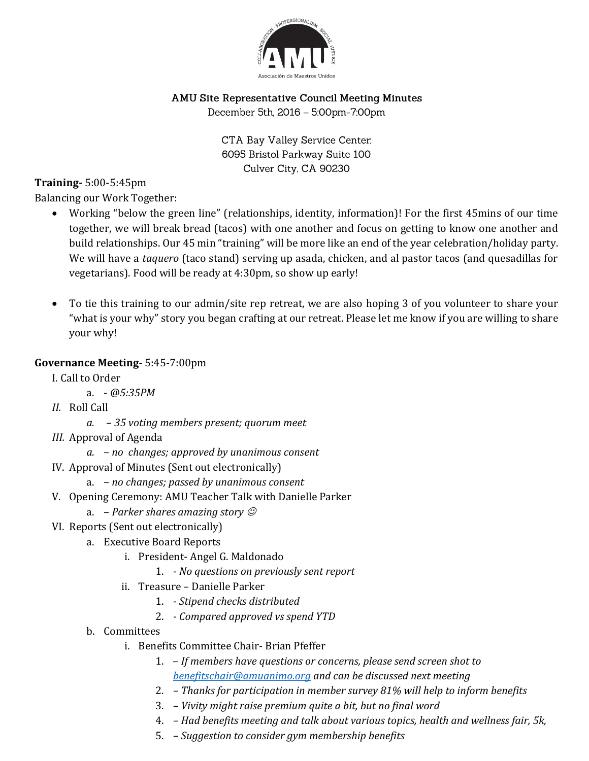## AMU Site Representative Council Meeting Minutes

December 5th, 2016 – 5:00pm-7:00pm

CTA Bay Valley Service Center:
6095 Bristol Parkway Suite 100
Culver City, CA 90230

**Training-** 5:00-5:45pm

Balancing our Work Together:

- Working "below the green line" (relationships, identity, information)! For the first 45mins of our time together, we will break bread (tacos) with one another and focus on getting to know one another and build relationships. Our 45 min "training" will be more like an end of the year celebration/holiday party. We will have a *taquero* (taco stand) serving up asada, chicken, and al pastor tacos (and quesadillas for vegetarians). Food will be ready at 4:30pm, so show up early!

- To tie this training to our admin/site rep retreat, we are also hoping 3 of you volunteer to share your "what is your why" story you began crafting at our retreat. Please let me know if you are willing to share your why!

**Governance Meeting-** 5:45-7:00pm

I. Call to Order
   a. - *@5:35PM*

*II.* Roll Call
   *a.* *– 35 voting members present; quorum meet*

*III.* Approval of Agenda
   *a.* *– no changes; approved by unanimous consent*

IV. Approval of Minutes (Sent out electronically)
   a. *– no changes; passed by unanimous consent*

V. Opening Ceremony: AMU Teacher Talk with Danielle Parker
   a. *– Parker shares amazing story ☺*

VI. Reports (Sent out electronically)
   a. Executive Board Reports
      i. President- Angel G. Maldonado
         1. *- No questions on previously sent report*
      ii. Treasure – Danielle Parker
         1. *- Stipend checks distributed*
         2. *- Compared approved vs spend YTD*
   b. Committees
      i. Benefits Committee Chair- Brian Pfeffer
         1. *– If members have questions or concerns, please send screen shot to [benefitschair@amuanimo.org](mailto:benefitschair@amuanimo.org) and can be discussed next meeting*
         2. *– Thanks for participation in member survey 81% will help to inform benefits*
         3. *– Vivity might raise premium quite a bit, but no final word*
         4. *– Had benefits meeting and talk about various topics, health and wellness fair, 5k,*
         5. *– Suggestion to consider gym membership benefits*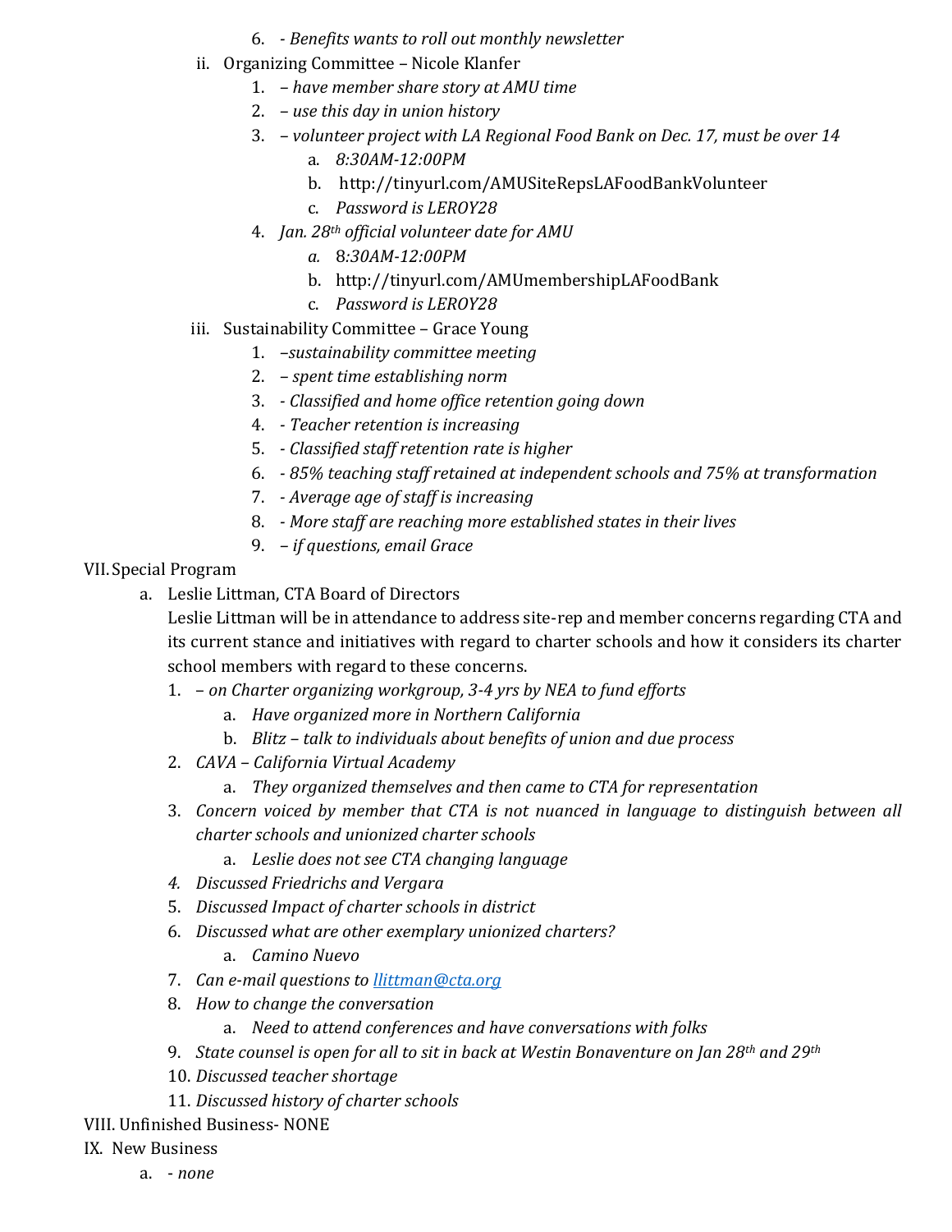6. *- Benefits wants to roll out monthly newsletter*

ii. Organizing Committee – Nicole Klanfer

1. *– have member share story at AMU time*
2. *– use this day in union history*
3. *– volunteer project with LA Regional Food Bank on Dec. 17, must be over 14*
   a. *8:30AM-12:00PM*
   b. http://tinyurl.com/AMUSiteRepsLAFoodBankVolunteer
   c. *Password is LEROY28*
4. *Jan. 28th official volunteer date for AMU*
   a. *8:30AM-12:00PM*
   b. http://tinyurl.com/AMUmembershipLAFoodBank
   c. *Password is LEROY28*

iii. Sustainability Committee – Grace Young

1. *–sustainability committee meeting*
2. *– spent time establishing norm*
3. *- Classified and home office retention going down*
4. *- Teacher retention is increasing*
5. *- Classified staff retention rate is higher*
6. *- 85% teaching staff retained at independent schools and 75% at transformation*
7. *- Average age of staff is increasing*
8. *- More staff are reaching more established states in their lives*
9. *– if questions, email Grace*

VII. Special Program

a. Leslie Littman, CTA Board of Directors

Leslie Littman will be in attendance to address site-rep and member concerns regarding CTA and its current stance and initiatives with regard to charter schools and how it considers its charter school members with regard to these concerns.

1. *– on Charter organizing workgroup, 3-4 yrs by NEA to fund efforts*
   a. *Have organized more in Northern California*
   b. *Blitz – talk to individuals about benefits of union and due process*
2. *CAVA – California Virtual Academy*
   a. *They organized themselves and then came to CTA for representation*
3. *Concern voiced by member that CTA is not nuanced in language to distinguish between all charter schools and unionized charter schools*
   a. *Leslie does not see CTA changing language*
4. *Discussed Friedrichs and Vergara*
5. *Discussed Impact of charter schools in district*
6. *Discussed what are other exemplary unionized charters?*
   a. *Camino Nuevo*
7. *Can e-mail questions to llittman@cta.org*
8. *How to change the conversation*
   a. *Need to attend conferences and have conversations with folks*
9. *State counsel is open for all to sit in back at Westin Bonaventure on Jan 28th and 29th*
10. *Discussed teacher shortage*
11. *Discussed history of charter schools*

VIII. Unfinished Business- NONE

IX. New Business

a. *- none*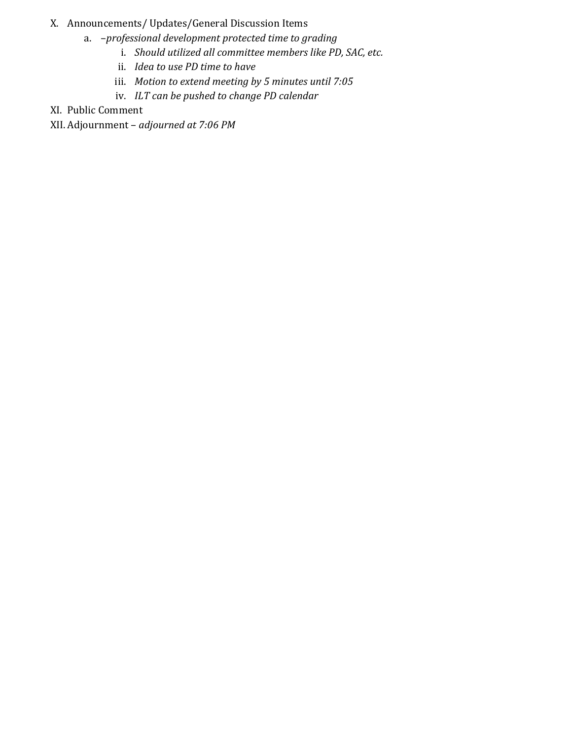X. Announcements/ Updates/General Discussion Items
   a. –*professional development protected time to grading*
      i. *Should utilized all committee members like PD, SAC, etc.*
      ii. *Idea to use PD time to have*
      iii. *Motion to extend meeting by 5 minutes until 7:05*
      iv. *ILT can be pushed to change PD calendar*

XI. Public Comment

XII. Adjournment – *adjourned at 7:06 PM*